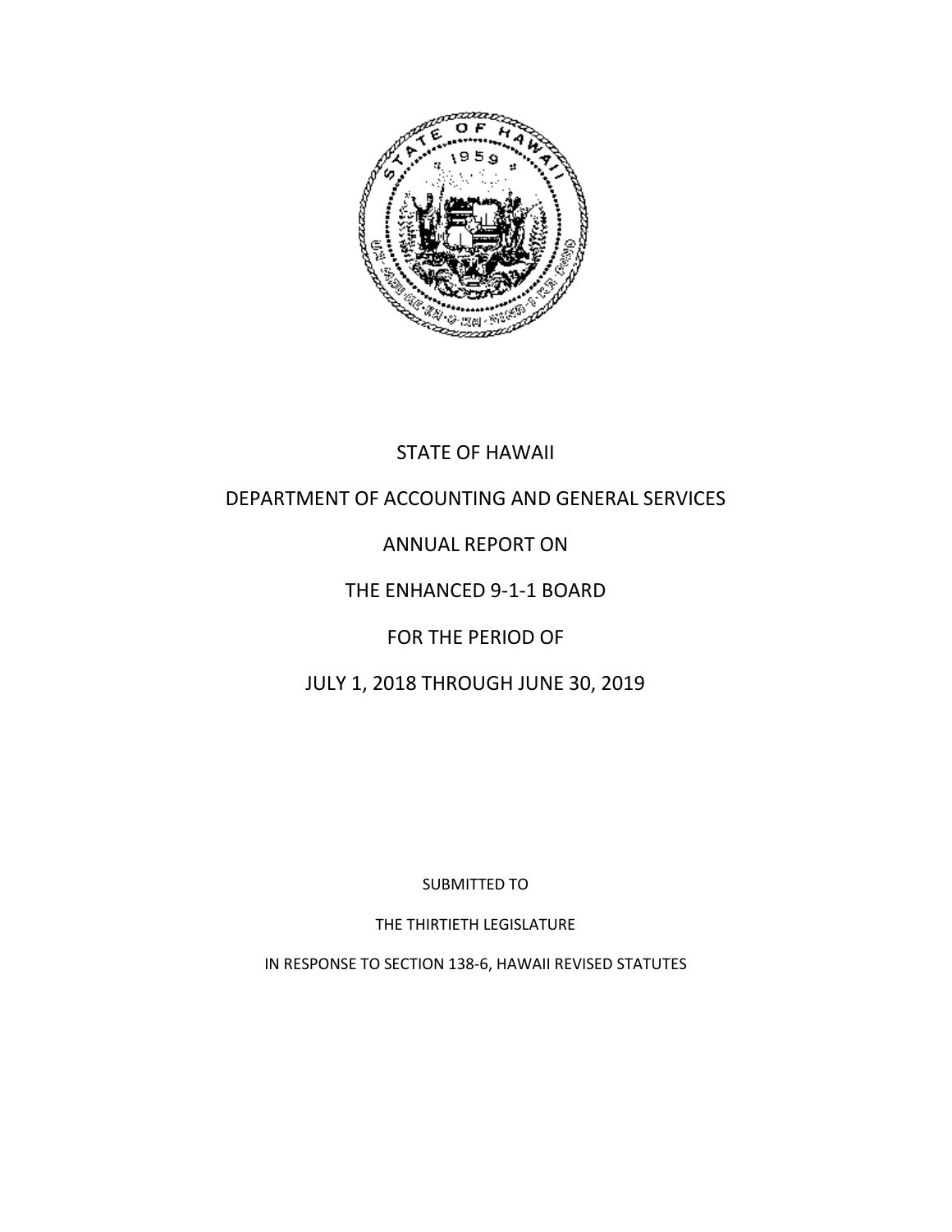# STATE OF HAWAII

# DEPARTMENT OF ACCOUNTING AND GENERAL SERVICES

# ANNUAL REPORT ON

# THE ENHANCED 9-1-1 BOARD

# FOR THE PERIOD OF

# JULY 1, 2018 THROUGH JUNE 30, 2019

SUBMITTED TO

THE THIRTIETH LEGISLATURE

IN RESPONSE TO SECTION 138-6, HAWAII REVISED STATUTES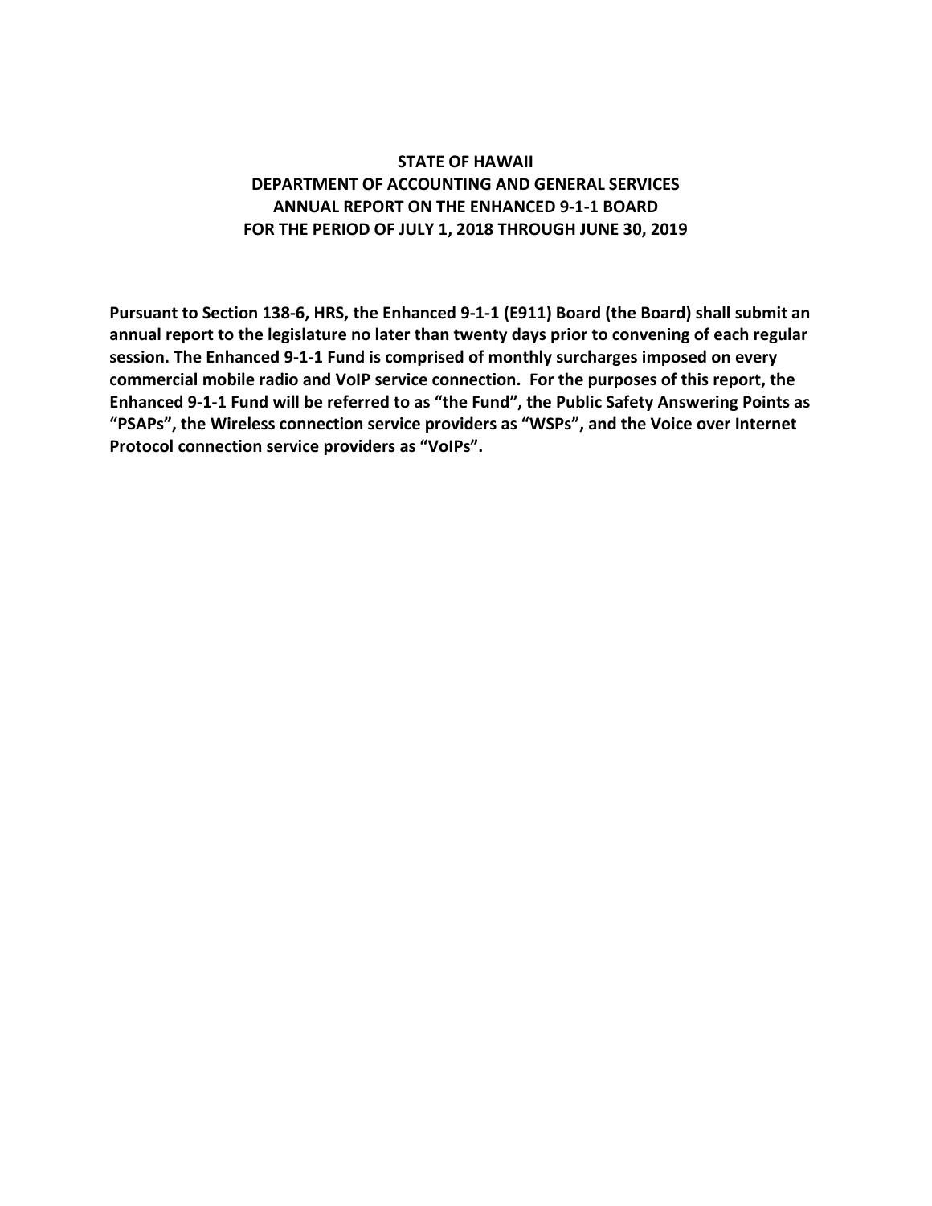**STATE OF HAWAII**
**DEPARTMENT OF ACCOUNTING AND GENERAL SERVICES**
**ANNUAL REPORT ON THE ENHANCED 9-1-1 BOARD**
**FOR THE PERIOD OF JULY 1, 2018 THROUGH JUNE 30, 2019**

**Pursuant to Section 138-6, HRS, the Enhanced 9-1-1 (E911) Board (the Board) shall submit an annual report to the legislature no later than twenty days prior to convening of each regular session. The Enhanced 9-1-1 Fund is comprised of monthly surcharges imposed on every commercial mobile radio and VoIP service connection. For the purposes of this report, the Enhanced 9-1-1 Fund will be referred to as "the Fund", the Public Safety Answering Points as "PSAPs", the Wireless connection service providers as "WSPs", and the Voice over Internet Protocol connection service providers as "VoIPs".**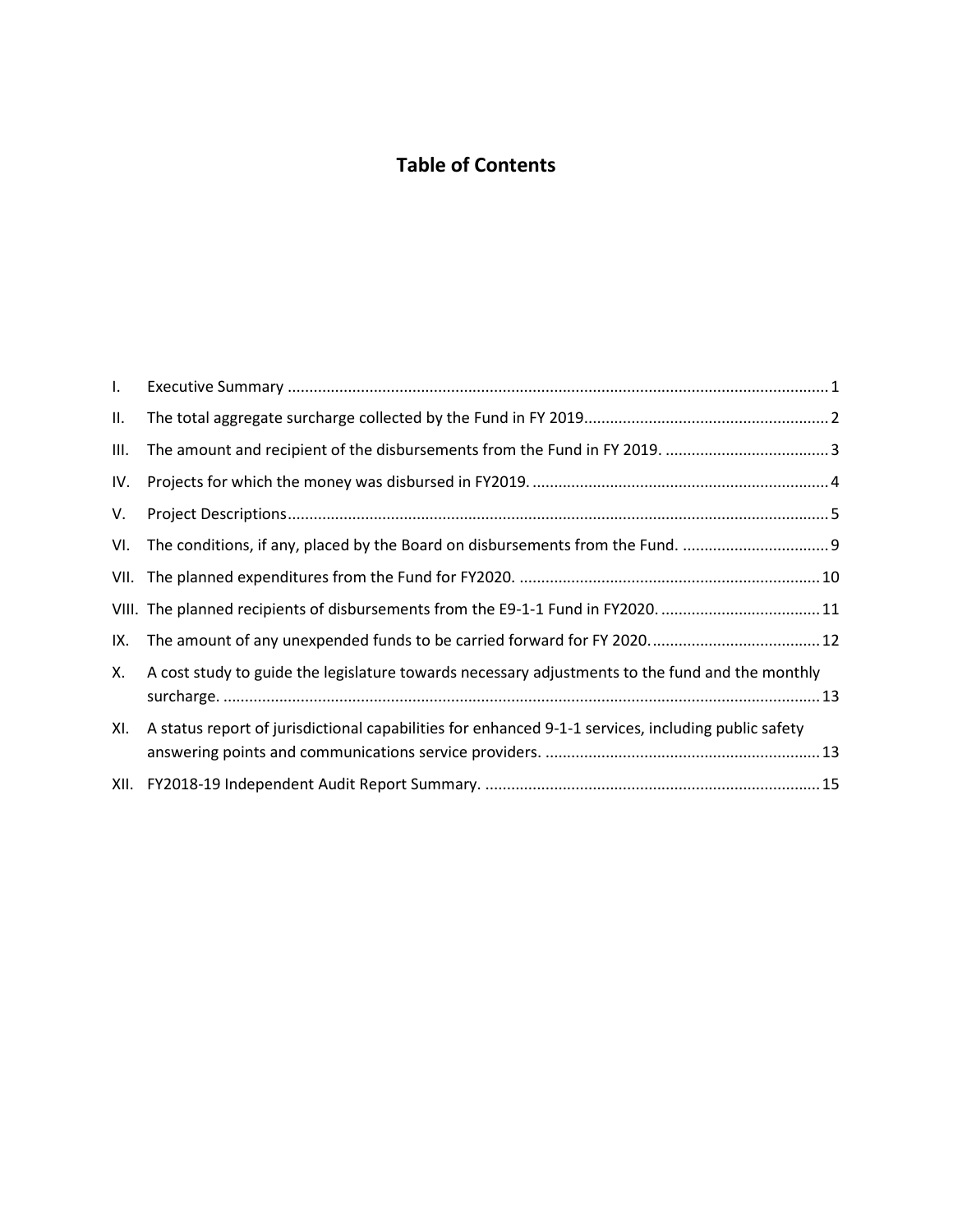# Table of Contents

I. Executive Summary ........................................................................................................................... 1

II. The total aggregate surcharge collected by the Fund in FY 2019........................................................ 2

III. The amount and recipient of the disbursements from the Fund in FY 2019. ...................................... 3

IV. Projects for which the money was disbursed in FY2019. ................................................................... 4

V. Project Descriptions............................................................................................................................ 5

VI. The conditions, if any, placed by the Board on disbursements from the Fund. .................................. 9

VII. The planned expenditures from the Fund for FY2020. ..................................................................... 10

VIII. The planned recipients of disbursements from the E9-1-1 Fund in FY2020. ..................................... 11

IX. The amount of any unexpended funds to be carried forward for FY 2020. ....................................... 12

X. A cost study to guide the legislature towards necessary adjustments to the fund and the monthly surcharge. ......................................................................................................................................... 13

XI. A status report of jurisdictional capabilities for enhanced 9-1-1 services, including public safety answering points and communications service providers. ............................................................... 13

XII. FY2018-19 Independent Audit Report Summary. ............................................................................. 15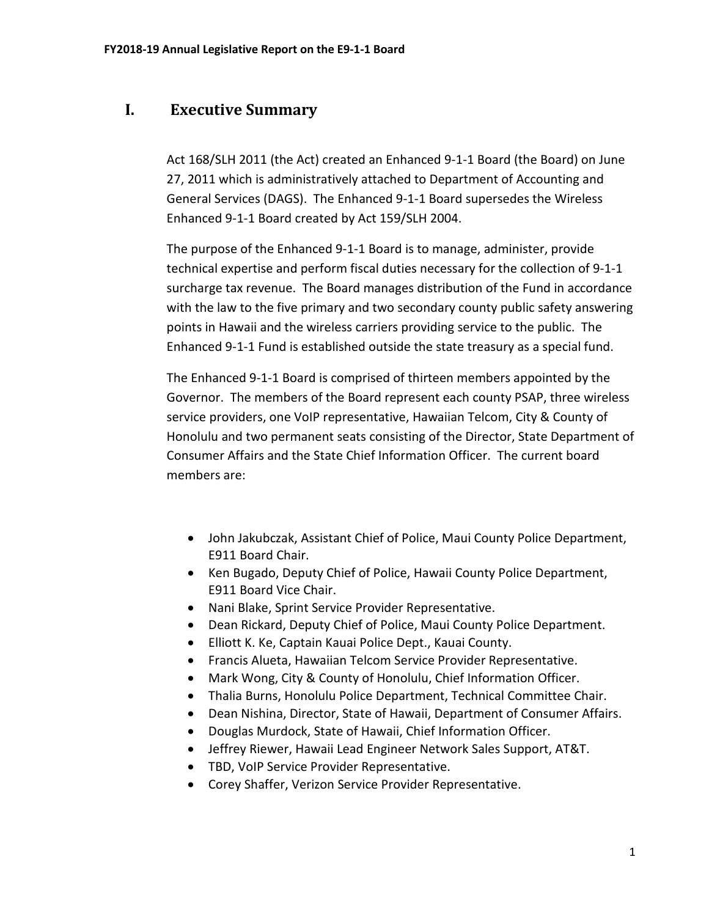## I. Executive Summary

Act 168/SLH 2011 (the Act) created an Enhanced 9-1-1 Board (the Board) on June 27, 2011 which is administratively attached to Department of Accounting and General Services (DAGS). The Enhanced 9-1-1 Board supersedes the Wireless Enhanced 9-1-1 Board created by Act 159/SLH 2004.

The purpose of the Enhanced 9-1-1 Board is to manage, administer, provide technical expertise and perform fiscal duties necessary for the collection of 9-1-1 surcharge tax revenue. The Board manages distribution of the Fund in accordance with the law to the five primary and two secondary county public safety answering points in Hawaii and the wireless carriers providing service to the public. The Enhanced 9-1-1 Fund is established outside the state treasury as a special fund.

The Enhanced 9-1-1 Board is comprised of thirteen members appointed by the Governor. The members of the Board represent each county PSAP, three wireless service providers, one VoIP representative, Hawaiian Telcom, City & County of Honolulu and two permanent seats consisting of the Director, State Department of Consumer Affairs and the State Chief Information Officer. The current board members are:

- John Jakubczak, Assistant Chief of Police, Maui County Police Department, E911 Board Chair.
- Ken Bugado, Deputy Chief of Police, Hawaii County Police Department, E911 Board Vice Chair.
- Nani Blake, Sprint Service Provider Representative.
- Dean Rickard, Deputy Chief of Police, Maui County Police Department.
- Elliott K. Ke, Captain Kauai Police Dept., Kauai County.
- Francis Alueta, Hawaiian Telcom Service Provider Representative.
- Mark Wong, City & County of Honolulu, Chief Information Officer.
- Thalia Burns, Honolulu Police Department, Technical Committee Chair.
- Dean Nishina, Director, State of Hawaii, Department of Consumer Affairs.
- Douglas Murdock, State of Hawaii, Chief Information Officer.
- Jeffrey Riewer, Hawaii Lead Engineer Network Sales Support, AT&T.
- TBD, VoIP Service Provider Representative.
- Corey Shaffer, Verizon Service Provider Representative.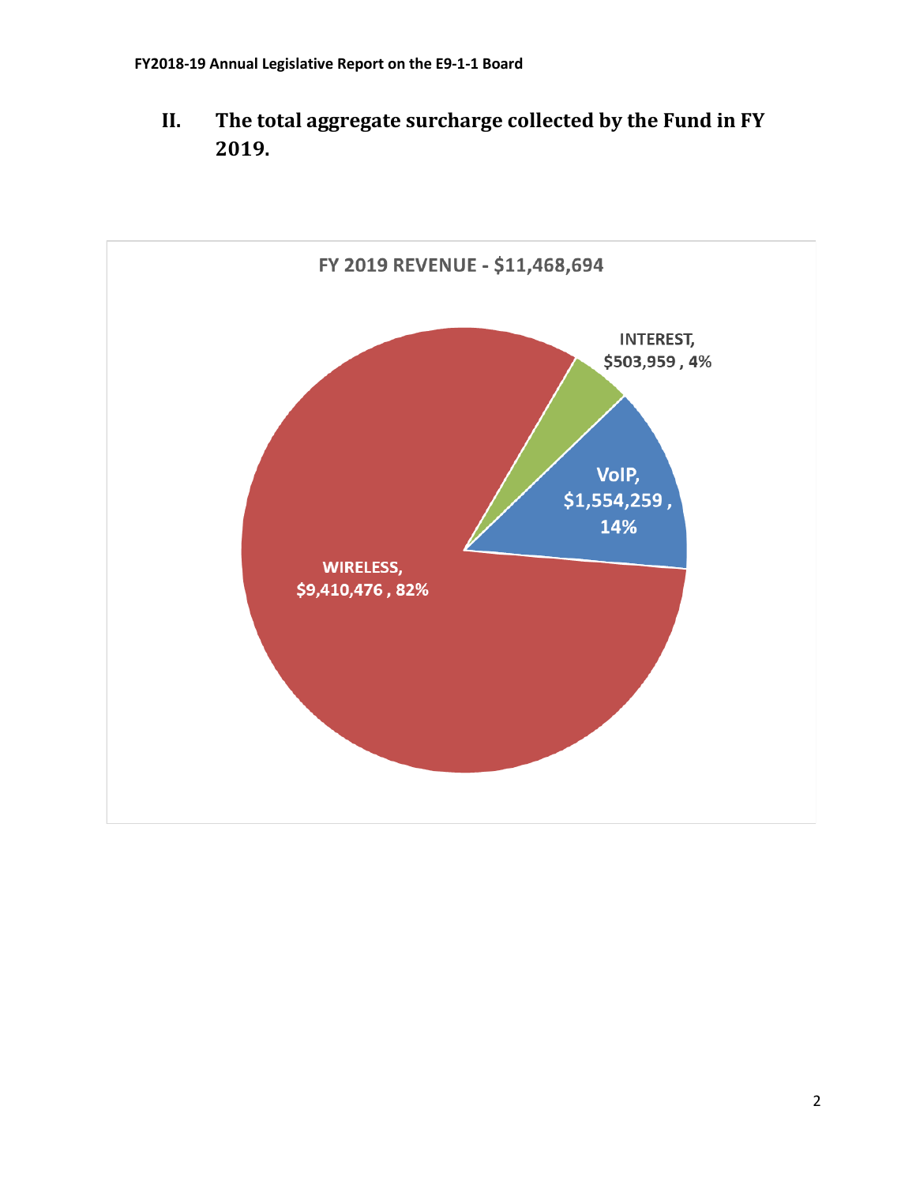## II. The total aggregate surcharge collected by the Fund in FY 2019.

FY 2019 REVENUE - $11,468,694

INTEREST, $503,959 , 4%

VoIP, $1,554,259 , 14%

WIRELESS, $9,410,476 , 82%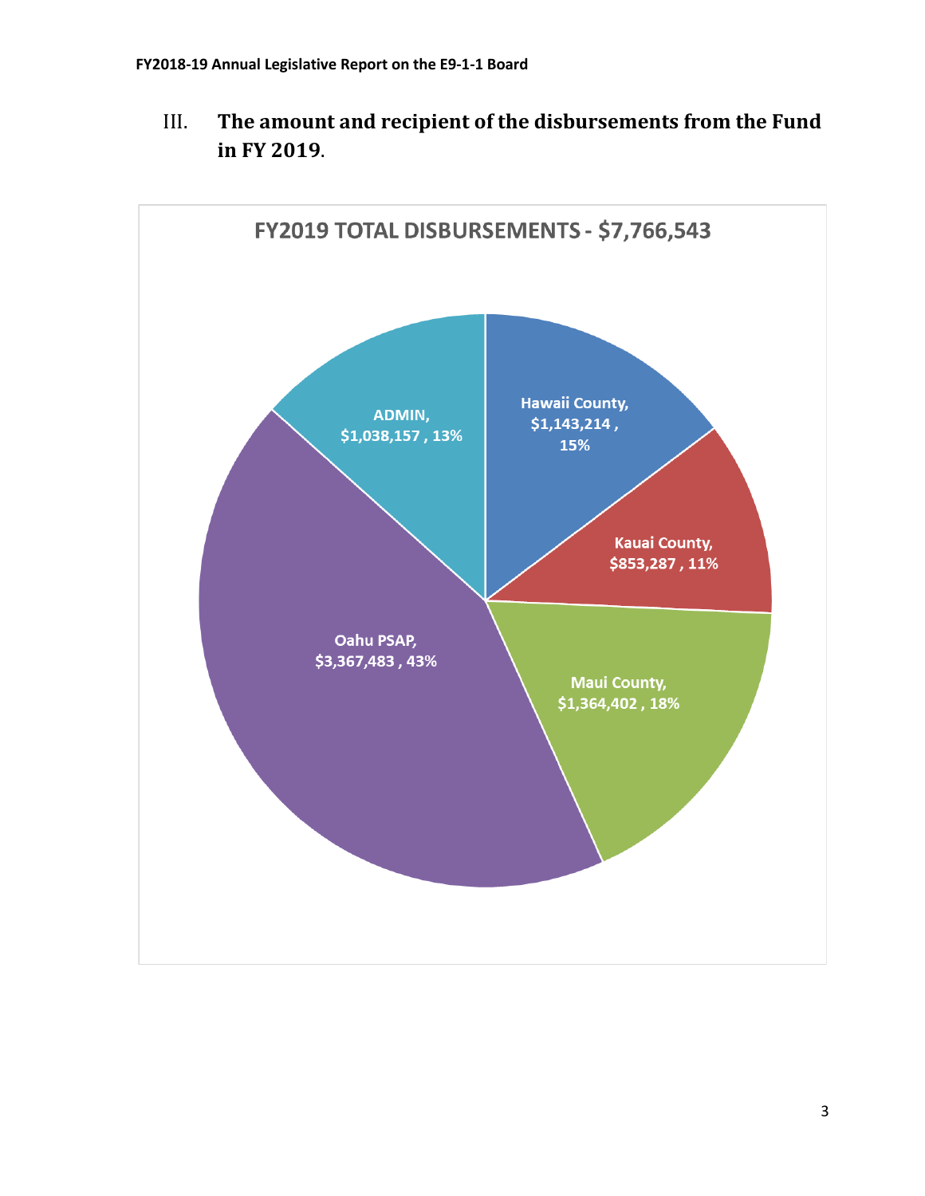## III. The amount and recipient of the disbursements from the Fund in FY 2019.

**FY2019 TOTAL DISBURSEMENTS - $7,766,543**

Hawaii County, $1,143,214 , 15%

Kauai County, $853,287 , 11%

Maui County, $1,364,402 , 18%

Oahu PSAP, $3,367,483 , 43%

ADMIN, $1,038,157 , 13%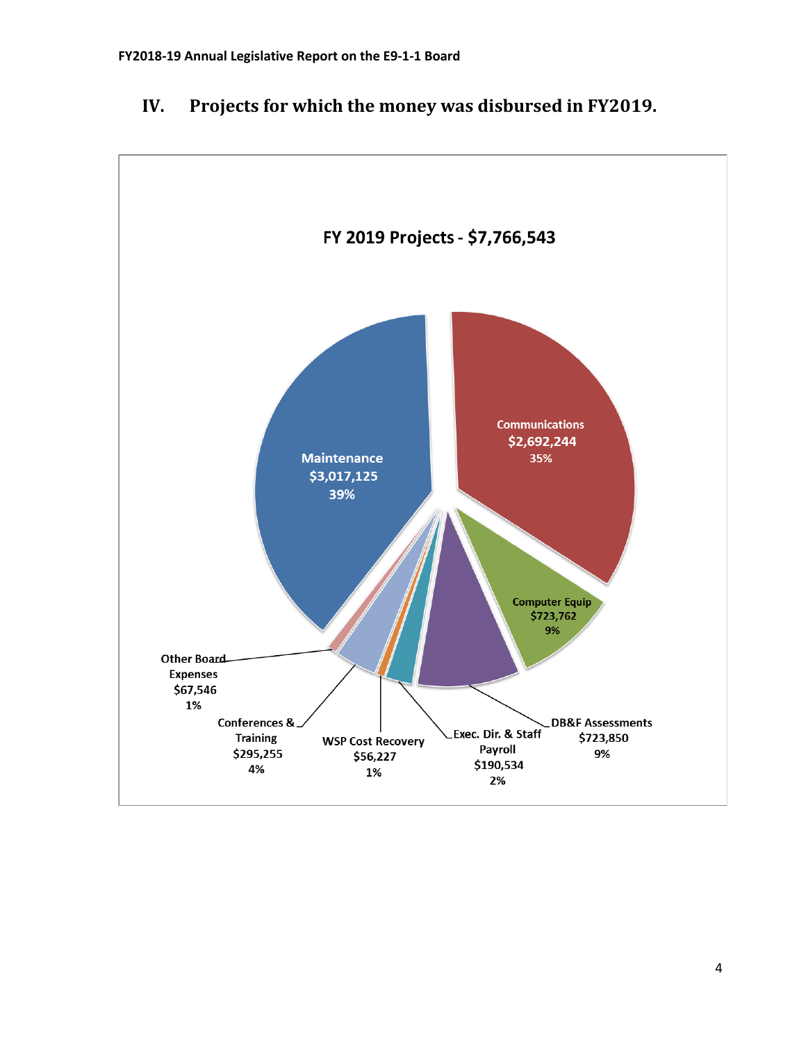## IV. Projects for which the money was disbursed in FY2019.

**FY 2019 Projects - $7,766,543**

| Category | Amount | Percent |
|---|---|---|
| Maintenance | $3,017,125 | 39% |
| Communications | $2,692,244 | 35% |
| Computer Equip | $723,762 | 9% |
| DB&F Assessments | $723,850 | 9% |
| Exec. Dir. & Staff Payroll | $190,534 | 2% |
| WSP Cost Recovery | $56,227 | 1% |
| Conferences & Training | $295,255 | 4% |
| Other Board Expenses | $67,546 | 1% |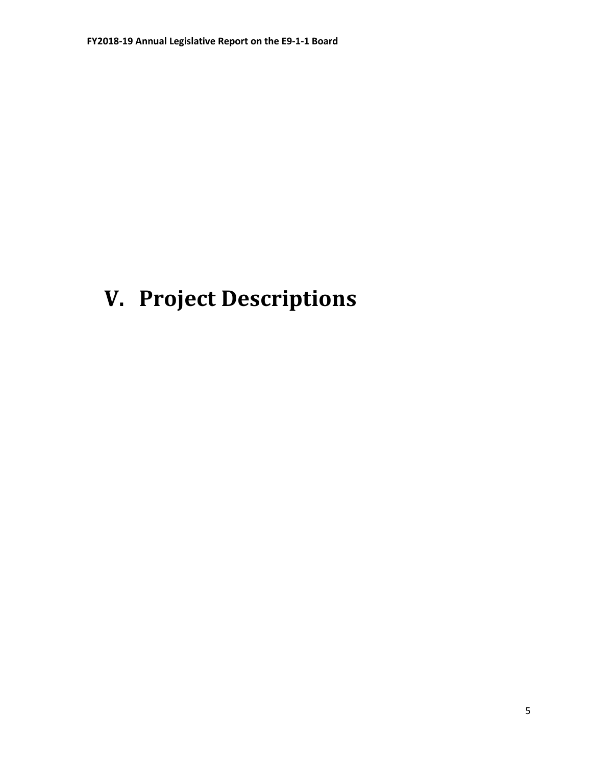# V. Project Descriptions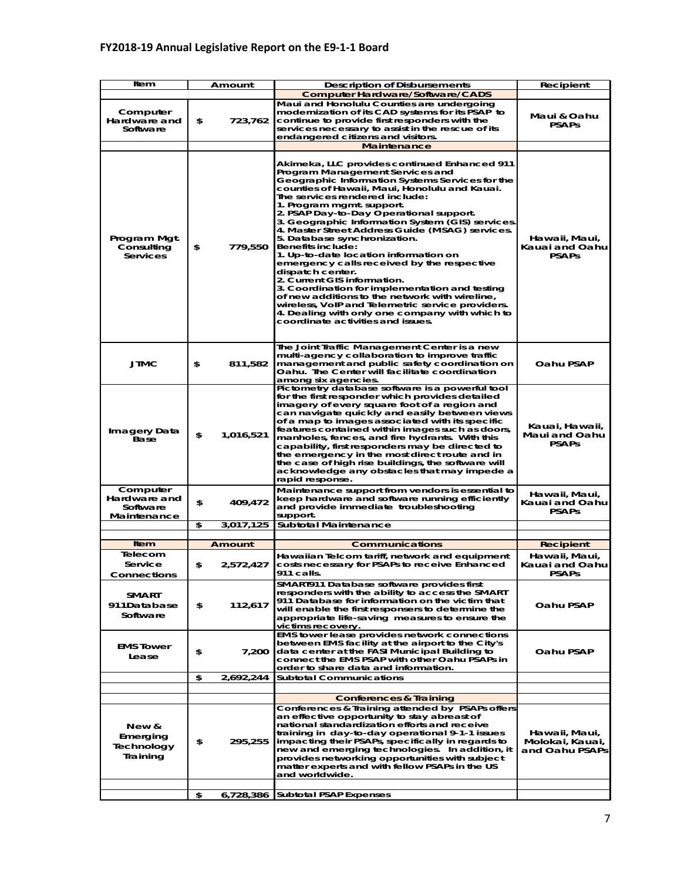| Item | Amount | Description of Disbursements | Recipient |
|---|---|---|---|
| | | **Computer Hardware/Software/CADS** | |
| Computer Hardware and Software | $ 723,762 | Maui and Honolulu Counties are undergoing modernization of its CAD systems for its PSAP to continue to provide first responders with the services necessary to assist in the rescue of its endangered citizens and visitors. | Maui & Oahu PSAPs |
| | | **Maintenance** | |
| Program Mgt. Consulting Services | $ 779,550 | Akimeka, LLC provides continued Enhanced 911 Program Management Services and Geographic Information Systems Services for the counties of Hawaii, Maui, Honolulu and Kauai. The services rendered include: 1. Program mgmt. support. 2. PSAP Day-to-Day Operational support. 3. Geographic Information System (GIS) services. 4. Master Street Address Guide (MSAG) services. 5. Database synchronization. Benefits include: 1. Up-to-date location information on emergency calls received by the respective dispatch center. 2. Current GIS information. 3. Coordination for implementation and testing of new additions to the network with wireline, wireless, VoIP and Telemetric service providers. 4. Dealing with only one company with which to coordinate activities and issues. | Hawaii, Maui, Kauai and Oahu PSAPs |
| JTMC | $ 811,582 | The Joint Traffic Management Center is a new multi-agency collaboration to improve traffic management and public safety coordination on Oahu. The Center will facilitate coordination among six agencies. | Oahu PSAP |
| Imagery Data Base | $ 1,016,521 | Pictometry database software is a powerful tool for the first responder which provides detailed imagery of every square foot of a region and can navigate quickly and easily between views of a map to images associated with its specific features contained within images such as doors, manholes, fences, and fire hydrants. With this capability, first responders may be directed to the emergency in the most direct route and in the case of high rise buildings, the software will acknowledge any obstacles that may impede a rapid response. | Kauai, Hawaii, Maui and Oahu PSAPs |
| Computer Hardware and Software Maintenance | $ 409,472 | Maintenance support from vendors is essential to keep hardware and software running efficiently and provide immediate troubleshooting support. | Hawaii, Maui, Kauai and Oahu PSAPs |
| | $ 3,017,125 | Subtotal Maintenance | |
| | | | |
| **Item** | **Amount** | **Communications** | **Recipient** |
| Telecom Service Connections | $ 2,572,427 | Hawaiian Telcom tariff, network and equipment costs necessary for PSAPs to receive Enhanced 911 calls. | Hawaii, Maui, Kauai and Oahu PSAPs |
| SMART 911Database Software | $ 112,617 | SMART911 Database software provides first responders with the ability to access the SMART 911 Database for information on the victim that will enable the first responsers to determine the appropriate life-saving measures to ensure the victims recovery. | Oahu PSAP |
| EMS Tower Lease | $ 7,200 | EMS tower lease provides network connections between EMS facility at the airport to the City's data center at the FASI Municipal Building to connect the EMS PSAP with other Oahu PSAPs in order to share data and information. | Oahu PSAP |
| | $ 2,692,244 | Subtotal Communications | |
| | | | |
| | | **Conferences & Training** | |
| New & Emerging Technology Training | $ 295,255 | Conferences & Training attended by PSAPs offers an effective opportunity to stay abreast of national standardization efforts and receive training in day-to-day operational 9-1-1 issues impacting their PSAPs, specifically in regards to new and emerging technologies. In addition, it provides networking opportunities with subject matter experts and with fellow PSAPs in the US and worldwide. | Hawaii, Maui, Molokai, Kauai, and Oahu PSAPs |
| | | | |
| | $ 6,728,386 | Subtotal PSAP Expenses | |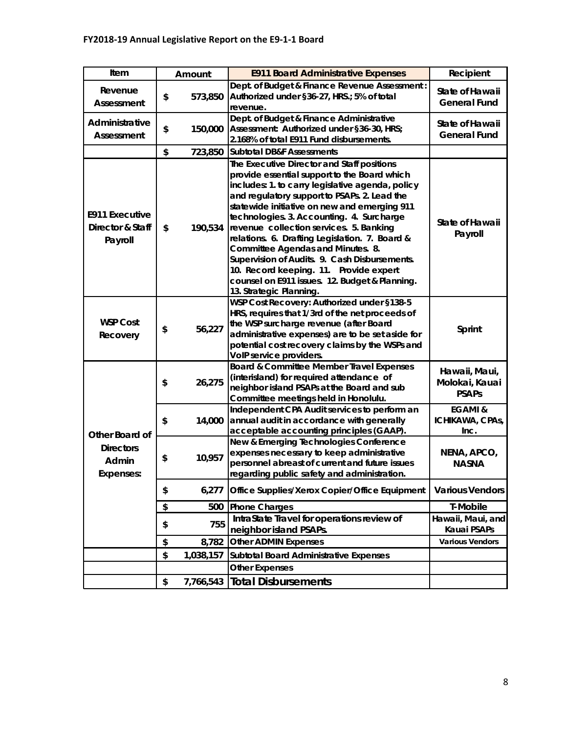| Item | Amount | E911 Board Administrative Expenses | Recipient |
|---|---|---|---|
| Revenue Assessment | $ 573,850 | Dept. of Budget & Finance Revenue Assessment: Authorized under §36-27, HRS.; 5% of total revenue. | State of Hawaii General Fund |
| Administrative Assessment | $ 150,000 | Dept. of Budget & Finance Administrative Assessment: Authorized under §36-30, HRS; 2.168% of total E911 Fund disbursements. | State of Hawaii General Fund |
| | $ 723,850 | Subtotal DB&F Assessments | |
| E911 Executive Director & Staff Payroll | $ 190,534 | The Executive Director and Staff positions provide essential support to the Board which includes: 1. to carry legislative agenda, policy and regulatory support to PSAPs. 2. Lead the statewide initiative on new and emerging 911 technologies. 3. Accounting. 4. Surcharge revenue collection services. 5. Banking relations. 6. Drafting Legislation. 7. Board & Committee Agendas and Minutes. 8. Supervision of Audits. 9. Cash Disbursements. 10. Record keeping. 11. Provide expert counsel on E911 issues. 12. Budget & Planning. 13. Strategic Planning. | State of Hawaii Payroll |
| WSP Cost Recovery | $ 56,227 | WSP Cost Recovery: Authorized under §138-5 HRS, requires that 1/3rd of the net proceeds of the WSP surcharge revenue (after Board administrative expenses) are to be set aside for potential cost recovery claims by the WSPs and VoIP service providers. | Sprint |
| Other Board of Directors Admin Expenses: | $ 26,275 | Board & Committee Member Travel Expenses (interisland) for required attendance of neighbor island PSAPs at the Board and sub Committee meetings held in Honolulu. | Hawaii, Maui, Molokai, Kauai PSAPs |
| | $ 14,000 | Independent CPA Audit services to perform an annual audit in accordance with generally acceptable accounting principles (GAAP). | EGAMI & ICHIKAWA, CPAs, Inc. |
| | $ 10,957 | New & Emerging Technologies Conference expenses necessary to keep administrative personnel abreast of current and future issues regarding public safety and administration. | NENA, APCO, NASNA |
| | $ 6,277 | Office Supplies/Xerox Copier/Office Equipment | Various Vendors |
| | $ 500 | Phone Charges | T-Mobile |
| | $ 755 | IntraState Travel for operations review of neighbor island PSAPs. | Hawaii, Maui, and Kauai PSAPs |
| | $ 8,782 | Other ADMIN Expenses | Various Vendors |
| | $ 1,038,157 | Subtotal Board Administrative Expenses | |
| | | Other Expenses | |
| | $ 7,766,543 | Total Disbursements | |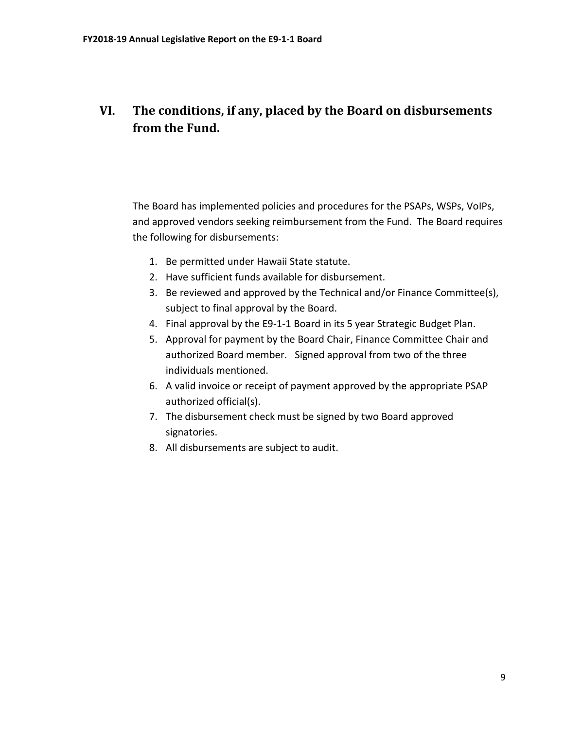## VI. The conditions, if any, placed by the Board on disbursements from the Fund.

The Board has implemented policies and procedures for the PSAPs, WSPs, VoIPs, and approved vendors seeking reimbursement from the Fund. The Board requires the following for disbursements:

1. Be permitted under Hawaii State statute.
2. Have sufficient funds available for disbursement.
3. Be reviewed and approved by the Technical and/or Finance Committee(s), subject to final approval by the Board.
4. Final approval by the E9-1-1 Board in its 5 year Strategic Budget Plan.
5. Approval for payment by the Board Chair, Finance Committee Chair and authorized Board member. Signed approval from two of the three individuals mentioned.
6. A valid invoice or receipt of payment approved by the appropriate PSAP authorized official(s).
7. The disbursement check must be signed by two Board approved signatories.
8. All disbursements are subject to audit.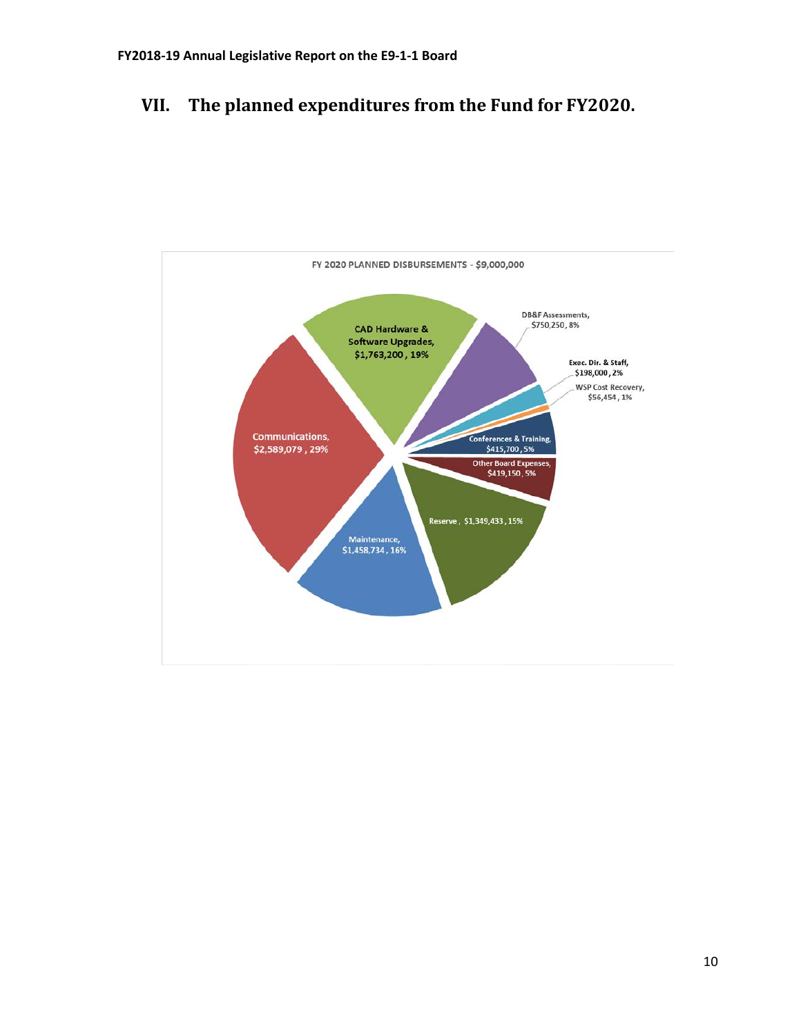# VII. The planned expenditures from the Fund for FY2020.

FY 2020 PLANNED DISBURSEMENTS - $9,000,000

| Category | Amount | Percent |
| --- | --- | --- |
| Communications | $2,589,079 | 29% |
| CAD Hardware & Software Upgrades | $1,763,200 | 19% |
| DB&F Assessments | $750,250 | 8% |
| Exec. Dir. & Staff | $198,000 | 2% |
| WSP Cost Recovery | $56,454 | 1% |
| Conferences & Training | $415,700 | 5% |
| Other Board Expenses | $419,150 | 5% |
| Reserve | $1,349,433 | 15% |
| Maintenance | $1,458,734 | 16% |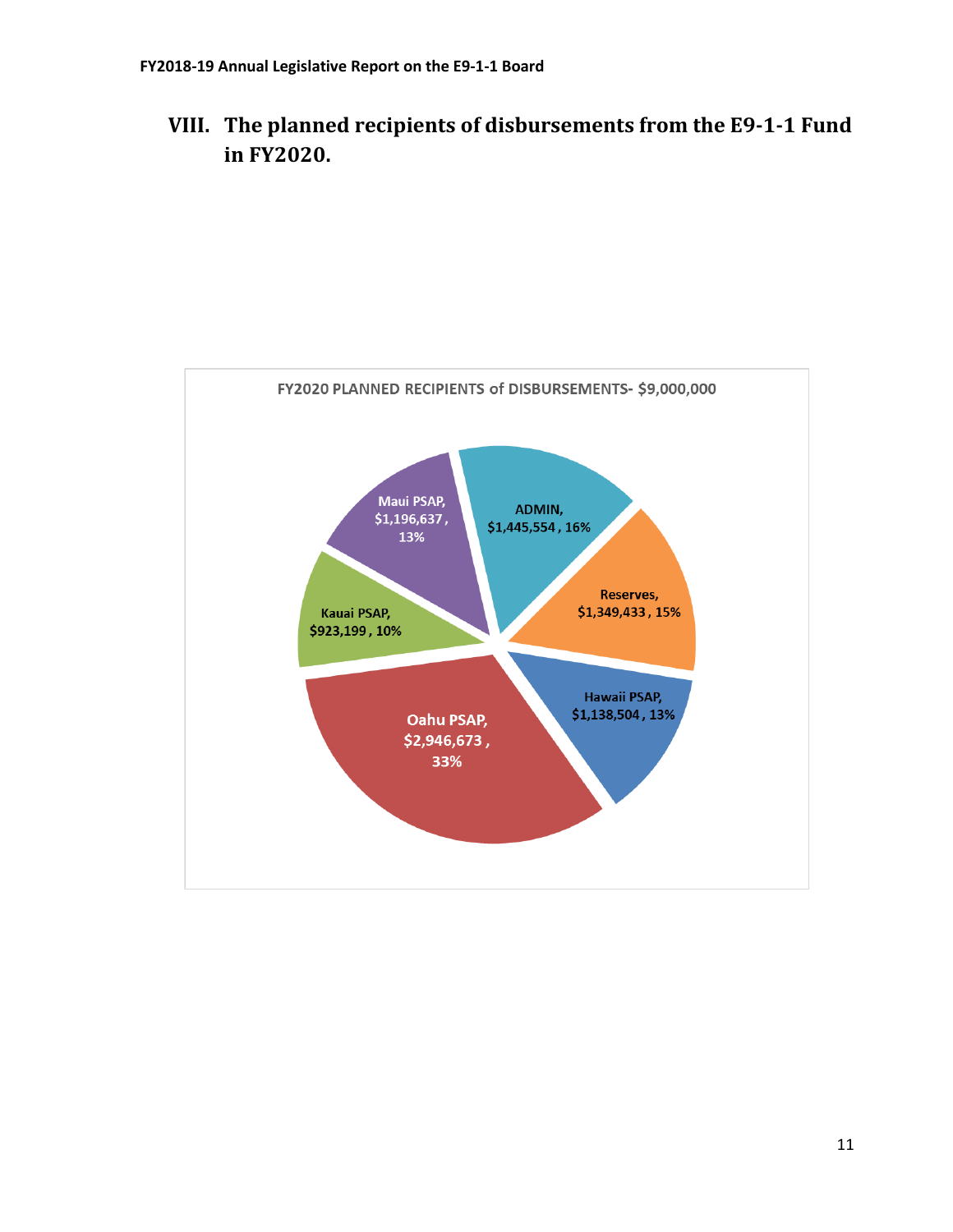## VIII. The planned recipients of disbursements from the E9-1-1 Fund in FY2020.

FY2020 PLANNED RECIPIENTS of DISBURSEMENTS- $9,000,000

| Recipient | Amount | Percentage |
|---|---|---|
| ADMIN | $1,445,554 | 16% |
| Reserves | $1,349,433 | 15% |
| Hawaii PSAP | $1,138,504 | 13% |
| Oahu PSAP | $2,946,673 | 33% |
| Kauai PSAP | $923,199 | 10% |
| Maui PSAP | $1,196,637 | 13% |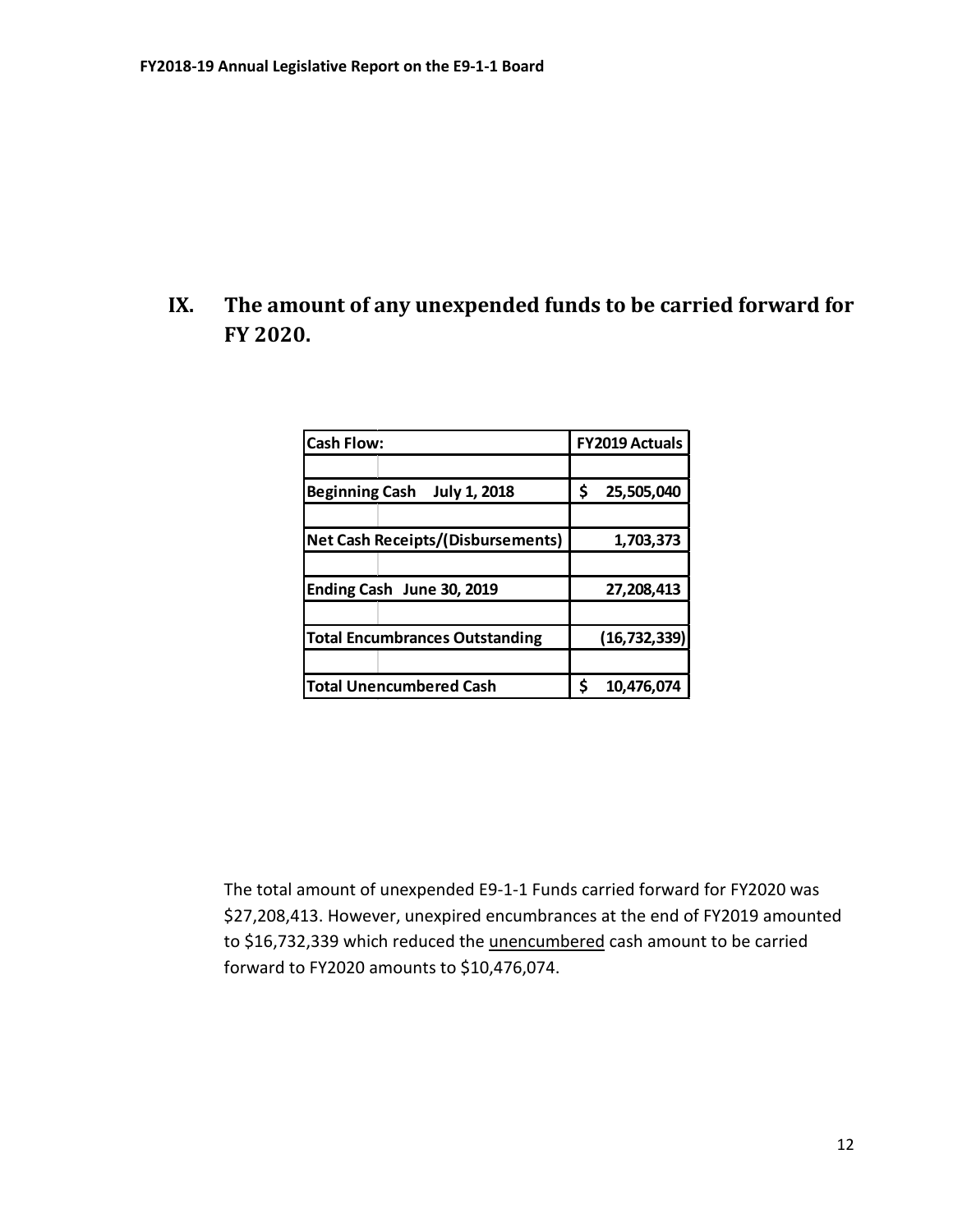## IX. The amount of any unexpended funds to be carried forward for FY 2020.

| Cash Flow: | FY2019 Actuals |
|---|---|
| | |
| Beginning Cash July 1, 2018 | $ 25,505,040 |
| | |
| Net Cash Receipts/(Disbursements) | 1,703,373 |
| | |
| Ending Cash June 30, 2019 | 27,208,413 |
| | |
| Total Encumbrances Outstanding | (16,732,339) |
| | |
| Total Unencumbered Cash | $ 10,476,074 |

The total amount of unexpended E9-1-1 Funds carried forward for FY2020 was $27,208,413. However, unexpired encumbrances at the end of FY2019 amounted to $16,732,339 which reduced the unencumbered cash amount to be carried forward to FY2020 amounts to $10,476,074.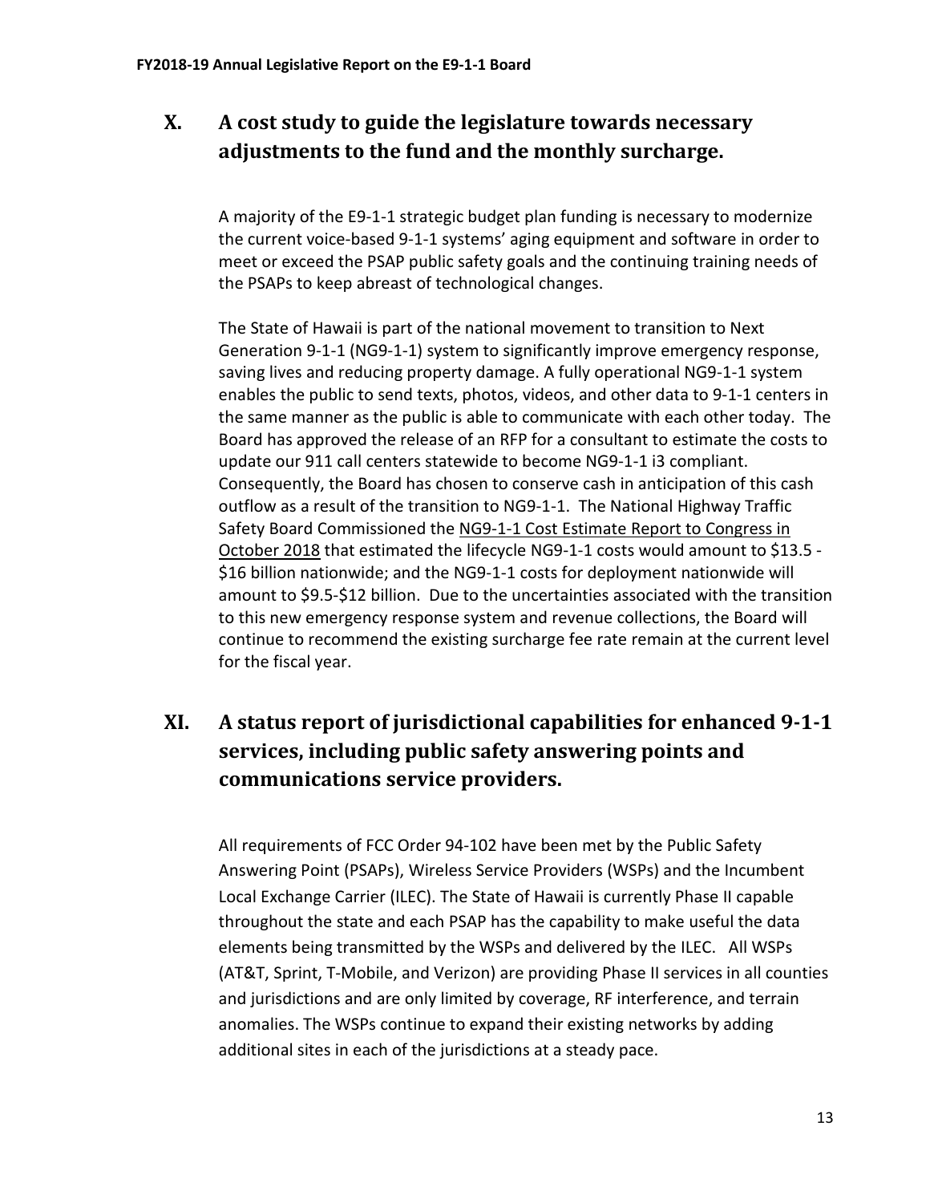## X. A cost study to guide the legislature towards necessary adjustments to the fund and the monthly surcharge.

A majority of the E9-1-1 strategic budget plan funding is necessary to modernize the current voice-based 9-1-1 systems' aging equipment and software in order to meet or exceed the PSAP public safety goals and the continuing training needs of the PSAPs to keep abreast of technological changes.

The State of Hawaii is part of the national movement to transition to Next Generation 9-1-1 (NG9-1-1) system to significantly improve emergency response, saving lives and reducing property damage. A fully operational NG9-1-1 system enables the public to send texts, photos, videos, and other data to 9-1-1 centers in the same manner as the public is able to communicate with each other today. The Board has approved the release of an RFP for a consultant to estimate the costs to update our 911 call centers statewide to become NG9-1-1 i3 compliant. Consequently, the Board has chosen to conserve cash in anticipation of this cash outflow as a result of the transition to NG9-1-1. The National Highway Traffic Safety Board Commissioned the NG9-1-1 Cost Estimate Report to Congress in October 2018 that estimated the lifecycle NG9-1-1 costs would amount to $13.5 - $16 billion nationwide; and the NG9-1-1 costs for deployment nationwide will amount to $9.5-$12 billion. Due to the uncertainties associated with the transition to this new emergency response system and revenue collections, the Board will continue to recommend the existing surcharge fee rate remain at the current level for the fiscal year.

## XI. A status report of jurisdictional capabilities for enhanced 9-1-1 services, including public safety answering points and communications service providers.

All requirements of FCC Order 94-102 have been met by the Public Safety Answering Point (PSAPs), Wireless Service Providers (WSPs) and the Incumbent Local Exchange Carrier (ILEC). The State of Hawaii is currently Phase II capable throughout the state and each PSAP has the capability to make useful the data elements being transmitted by the WSPs and delivered by the ILEC. All WSPs (AT&T, Sprint, T-Mobile, and Verizon) are providing Phase II services in all counties and jurisdictions and are only limited by coverage, RF interference, and terrain anomalies. The WSPs continue to expand their existing networks by adding additional sites in each of the jurisdictions at a steady pace.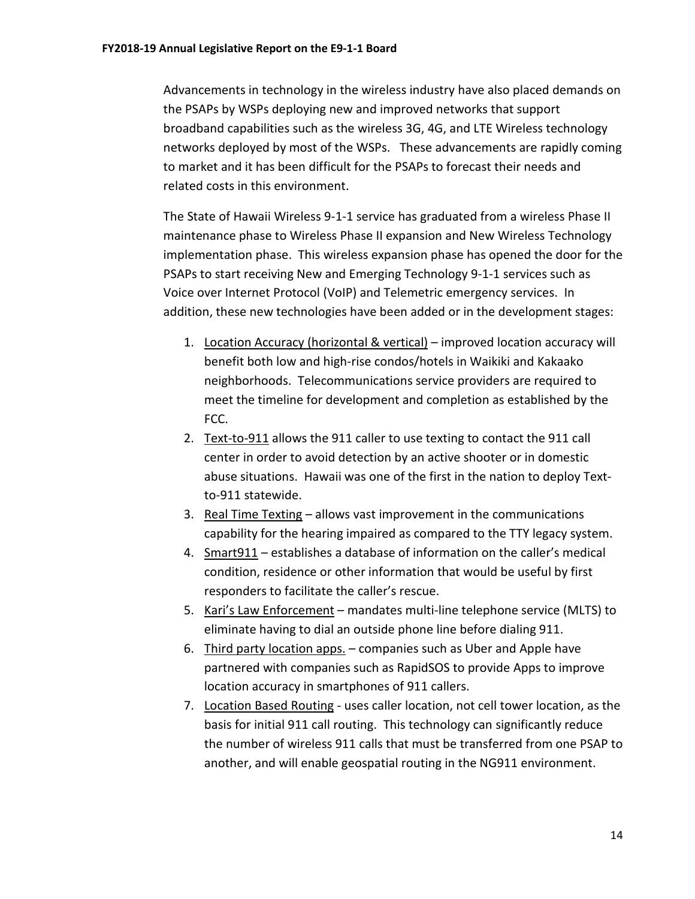Advancements in technology in the wireless industry have also placed demands on the PSAPs by WSPs deploying new and improved networks that support broadband capabilities such as the wireless 3G, 4G, and LTE Wireless technology networks deployed by most of the WSPs. These advancements are rapidly coming to market and it has been difficult for the PSAPs to forecast their needs and related costs in this environment.

The State of Hawaii Wireless 9-1-1 service has graduated from a wireless Phase II maintenance phase to Wireless Phase II expansion and New Wireless Technology implementation phase. This wireless expansion phase has opened the door for the PSAPs to start receiving New and Emerging Technology 9-1-1 services such as Voice over Internet Protocol (VoIP) and Telemetric emergency services. In addition, these new technologies have been added or in the development stages:

1. Location Accuracy (horizontal & vertical) – improved location accuracy will benefit both low and high-rise condos/hotels in Waikiki and Kakaako neighborhoods. Telecommunications service providers are required to meet the timeline for development and completion as established by the FCC.
2. Text-to-911 allows the 911 caller to use texting to contact the 911 call center in order to avoid detection by an active shooter or in domestic abuse situations. Hawaii was one of the first in the nation to deploy Text-to-911 statewide.
3. Real Time Texting – allows vast improvement in the communications capability for the hearing impaired as compared to the TTY legacy system.
4. Smart911 – establishes a database of information on the caller's medical condition, residence or other information that would be useful by first responders to facilitate the caller's rescue.
5. Kari's Law Enforcement – mandates multi-line telephone service (MLTS) to eliminate having to dial an outside phone line before dialing 911.
6. Third party location apps. – companies such as Uber and Apple have partnered with companies such as RapidSOS to provide Apps to improve location accuracy in smartphones of 911 callers.
7. Location Based Routing - uses caller location, not cell tower location, as the basis for initial 911 call routing. This technology can significantly reduce the number of wireless 911 calls that must be transferred from one PSAP to another, and will enable geospatial routing in the NG911 environment.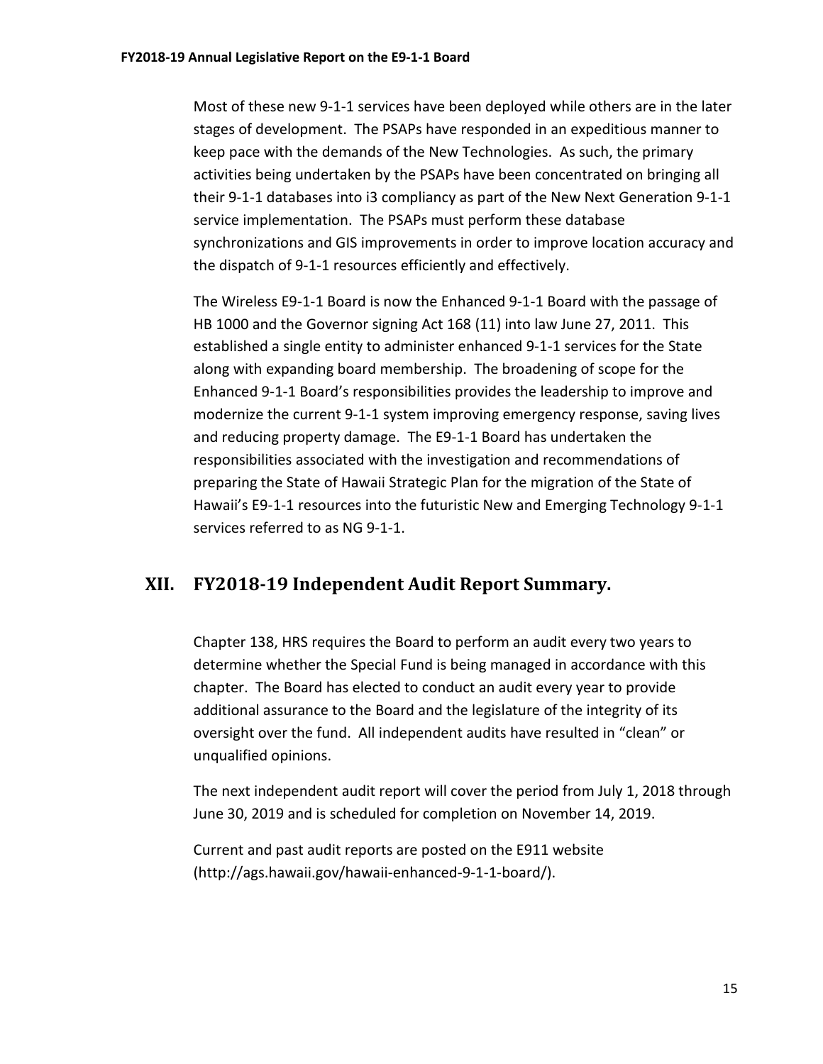Most of these new 9-1-1 services have been deployed while others are in the later stages of development. The PSAPs have responded in an expeditious manner to keep pace with the demands of the New Technologies. As such, the primary activities being undertaken by the PSAPs have been concentrated on bringing all their 9-1-1 databases into i3 compliancy as part of the New Next Generation 9-1-1 service implementation. The PSAPs must perform these database synchronizations and GIS improvements in order to improve location accuracy and the dispatch of 9-1-1 resources efficiently and effectively.

The Wireless E9-1-1 Board is now the Enhanced 9-1-1 Board with the passage of HB 1000 and the Governor signing Act 168 (11) into law June 27, 2011. This established a single entity to administer enhanced 9-1-1 services for the State along with expanding board membership. The broadening of scope for the Enhanced 9-1-1 Board's responsibilities provides the leadership to improve and modernize the current 9-1-1 system improving emergency response, saving lives and reducing property damage. The E9-1-1 Board has undertaken the responsibilities associated with the investigation and recommendations of preparing the State of Hawaii Strategic Plan for the migration of the State of Hawaii's E9-1-1 resources into the futuristic New and Emerging Technology 9-1-1 services referred to as NG 9-1-1.

## XII. FY2018-19 Independent Audit Report Summary.

Chapter 138, HRS requires the Board to perform an audit every two years to determine whether the Special Fund is being managed in accordance with this chapter. The Board has elected to conduct an audit every year to provide additional assurance to the Board and the legislature of the integrity of its oversight over the fund. All independent audits have resulted in "clean" or unqualified opinions.

The next independent audit report will cover the period from July 1, 2018 through June 30, 2019 and is scheduled for completion on November 14, 2019.

Current and past audit reports are posted on the E911 website (http://ags.hawaii.gov/hawaii-enhanced-9-1-1-board/).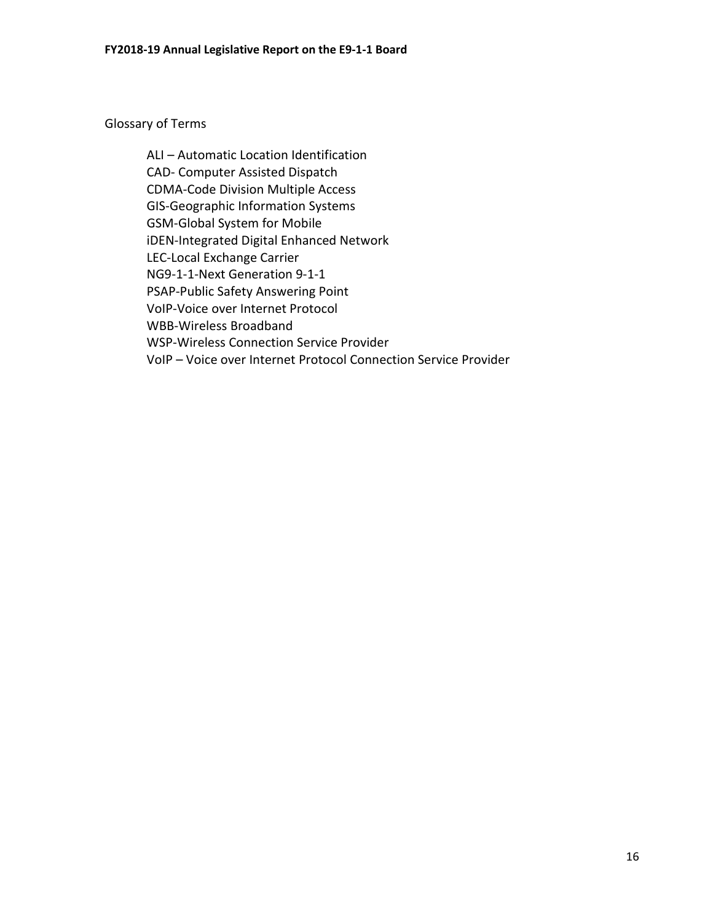## Glossary of Terms

ALI – Automatic Location Identification
CAD- Computer Assisted Dispatch
CDMA-Code Division Multiple Access
GIS-Geographic Information Systems
GSM-Global System for Mobile
iDEN-Integrated Digital Enhanced Network
LEC-Local Exchange Carrier
NG9-1-1-Next Generation 9-1-1
PSAP-Public Safety Answering Point
VoIP-Voice over Internet Protocol
WBB-Wireless Broadband
WSP-Wireless Connection Service Provider
VoIP – Voice over Internet Protocol Connection Service Provider